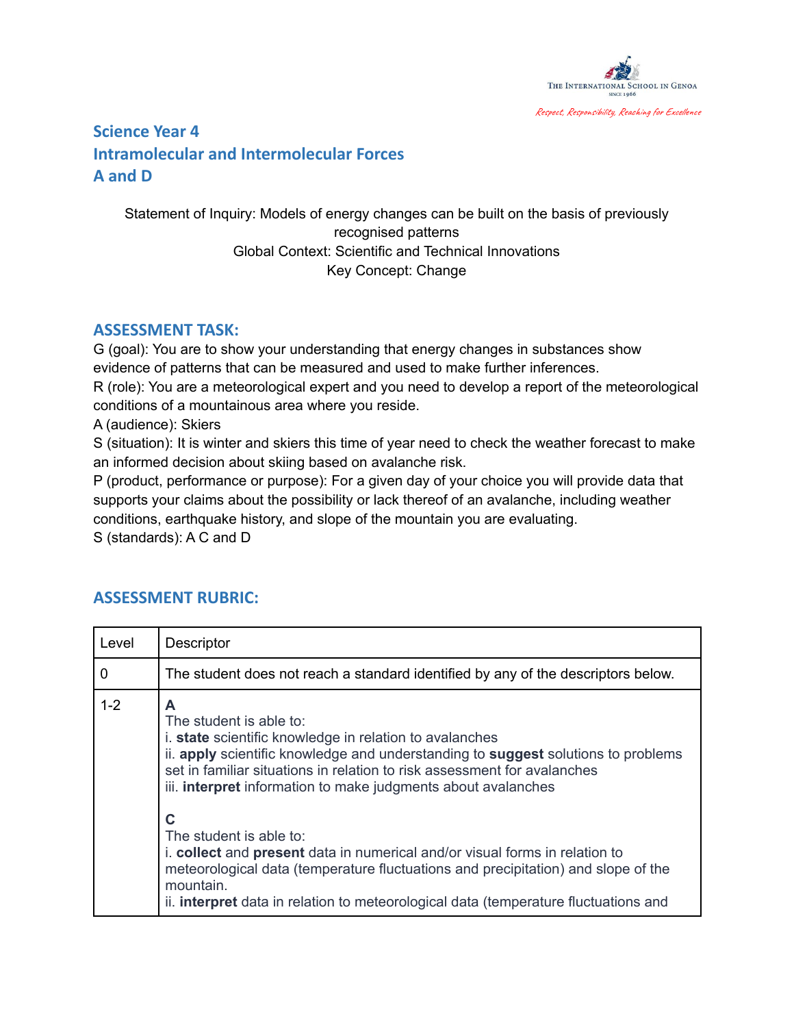# Science Year 4
# Intramolecular and Intermolecular Forces
# A and D

Statement of Inquiry: Models of energy changes can be built on the basis of previously recognised patterns
Global Context: Scientific and Technical Innovations
Key Concept: Change

## ASSESSMENT TASK:

G (goal): You are to show your understanding that energy changes in substances show evidence of patterns that can be measured and used to make further inferences.
R (role): You are a meteorological expert and you need to develop a report of the meteorological conditions of a mountainous area where you reside.
A (audience): Skiers
S (situation): It is winter and skiers this time of year need to check the weather forecast to make an informed decision about skiing based on avalanche risk.
P (product, performance or purpose): For a given day of your choice you will provide data that supports your claims about the possibility or lack thereof of an avalanche, including weather conditions, earthquake history, and slope of the mountain you are evaluating.
S (standards): A C and D

## ASSESSMENT RUBRIC:

| Level | Descriptor |
|---|---|
| 0 | The student does not reach a standard identified by any of the descriptors below. |
| 1-2 | **A**<br>The student is able to:<br>i. **state** scientific knowledge in relation to avalanches<br>ii. **apply** scientific knowledge and understanding to **suggest** solutions to problems set in familiar situations in relation to risk assessment for avalanches<br>iii. **interpret** information to make judgments about avalanches<br><br>**C**<br>The student is able to:<br>i. **collect** and **present** data in numerical and/or visual forms in relation to meteorological data (temperature fluctuations and precipitation) and slope of the mountain.<br>ii. **interpret** data in relation to meteorological data (temperature fluctuations and |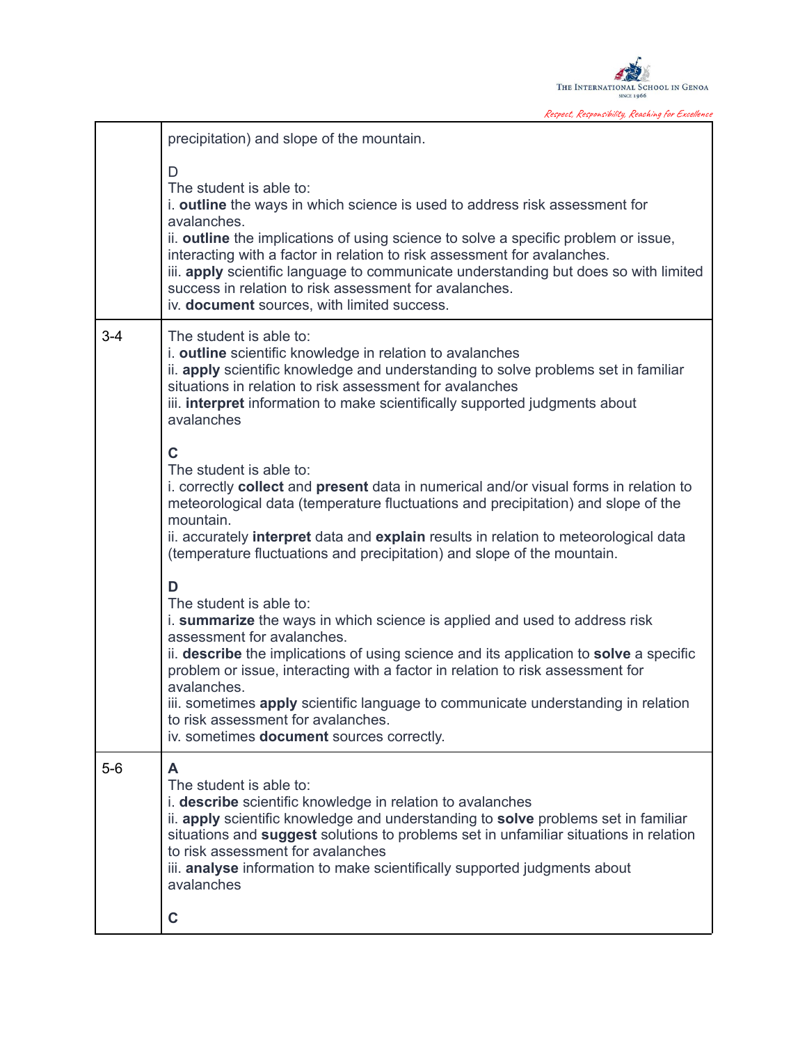| | |
|---|---|
| | precipitation) and slope of the mountain.<br><br>D<br>The student is able to:<br>i. **outline** the ways in which science is used to address risk assessment for avalanches.<br>ii. **outline** the implications of using science to solve a specific problem or issue, interacting with a factor in relation to risk assessment for avalanches.<br>iii. **apply** scientific language to communicate understanding but does so with limited success in relation to risk assessment for avalanches.<br>iv. **document** sources, with limited success. |
| 3-4 | The student is able to:<br>i. **outline** scientific knowledge in relation to avalanches<br>ii. **apply** scientific knowledge and understanding to solve problems set in familiar situations in relation to risk assessment for avalanches<br>iii. **interpret** information to make scientifically supported judgments about avalanches<br><br>**C**<br>The student is able to:<br>i. correctly **collect** and **present** data in numerical and/or visual forms in relation to meteorological data (temperature fluctuations and precipitation) and slope of the mountain.<br>ii. accurately **interpret** data and **explain** results in relation to meteorological data (temperature fluctuations and precipitation) and slope of the mountain.<br><br>**D**<br>The student is able to:<br>i. **summarize** the ways in which science is applied and used to address risk assessment for avalanches.<br>ii. **describe** the implications of using science and its application to **solve** a specific problem or issue, interacting with a factor in relation to risk assessment for avalanches.<br>iii. sometimes **apply** scientific language to communicate understanding in relation to risk assessment for avalanches.<br>iv. sometimes **document** sources correctly. |
| 5-6 | **A**<br>The student is able to:<br>i. **describe** scientific knowledge in relation to avalanches<br>ii. **apply** scientific knowledge and understanding to **solve** problems set in familiar situations and **suggest** solutions to problems set in unfamiliar situations in relation to risk assessment for avalanches<br>iii. **analyse** information to make scientifically supported judgments about avalanches<br><br>**C** |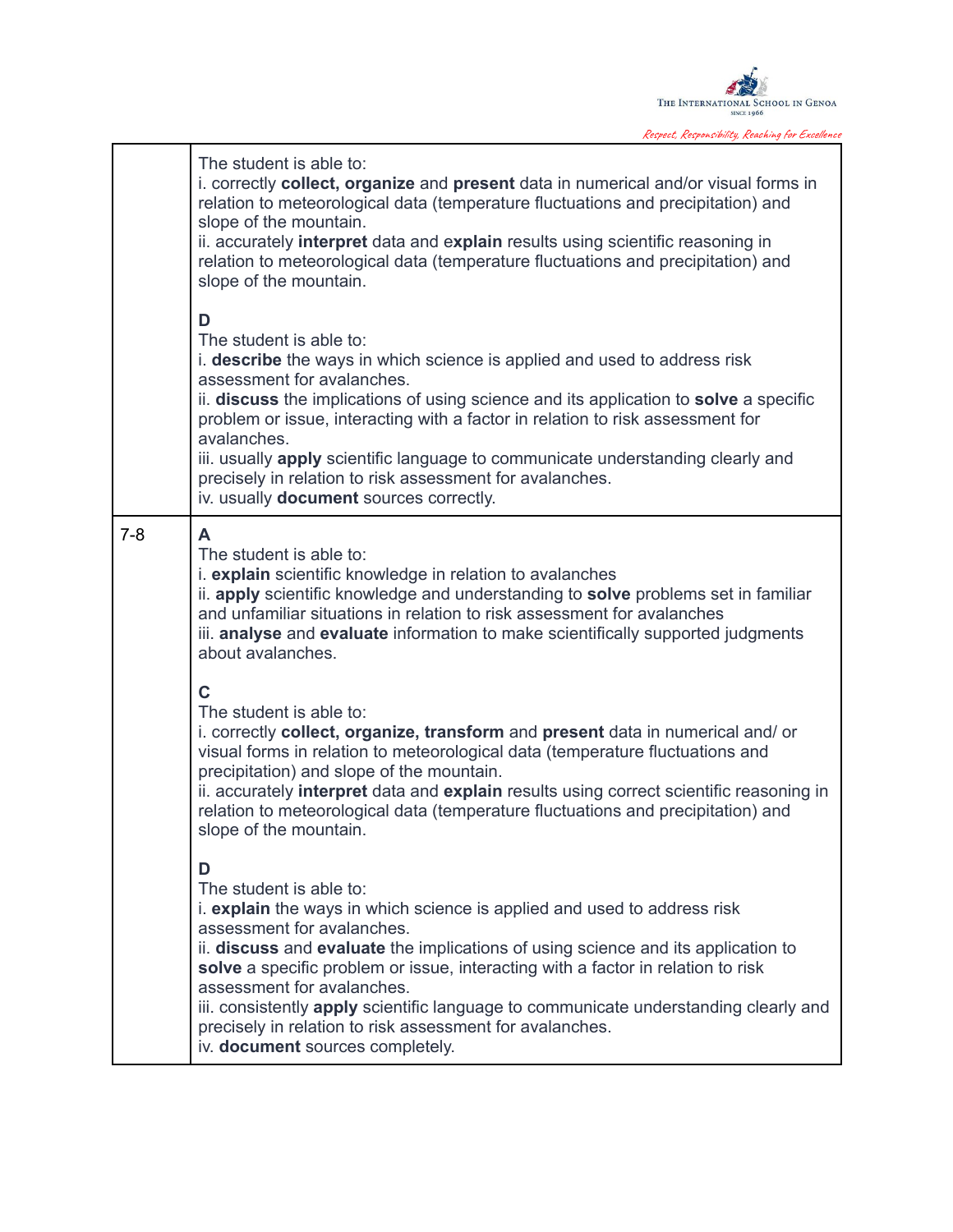| | |
|---|---|
| | The student is able to:<br>i. correctly **collect, organize** and **present** data in numerical and/or visual forms in relation to meteorological data (temperature fluctuations and precipitation) and slope of the mountain.<br>ii. accurately **interpret** data and e**xplain** results using scientific reasoning in relation to meteorological data (temperature fluctuations and precipitation) and slope of the mountain.<br><br>**D**<br>The student is able to:<br>i. **describe** the ways in which science is applied and used to address risk assessment for avalanches.<br>ii. **discuss** the implications of using science and its application to **solve** a specific problem or issue, interacting with a factor in relation to risk assessment for avalanches.<br>iii. usually **apply** scientific language to communicate understanding clearly and precisely in relation to risk assessment for avalanches.<br>iv. usually **document** sources correctly. |
| 7-8 | **A**<br>The student is able to:<br>i. **explain** scientific knowledge in relation to avalanches<br>ii. **apply** scientific knowledge and understanding to **solve** problems set in familiar and unfamiliar situations in relation to risk assessment for avalanches<br>iii. **analyse** and **evaluate** information to make scientifically supported judgments about avalanches.<br><br>**C**<br>The student is able to:<br>i. correctly **collect, organize, transform** and **present** data in numerical and/ or visual forms in relation to meteorological data (temperature fluctuations and precipitation) and slope of the mountain.<br>ii. accurately **interpret** data and **explain** results using correct scientific reasoning in relation to meteorological data (temperature fluctuations and precipitation) and slope of the mountain.<br><br>**D**<br>The student is able to:<br>i. **explain** the ways in which science is applied and used to address risk assessment for avalanches.<br>ii. **discuss** and **evaluate** the implications of using science and its application to **solve** a specific problem or issue, interacting with a factor in relation to risk assessment for avalanches.<br>iii. consistently **apply** scientific language to communicate understanding clearly and precisely in relation to risk assessment for avalanches.<br>iv. **document** sources completely. |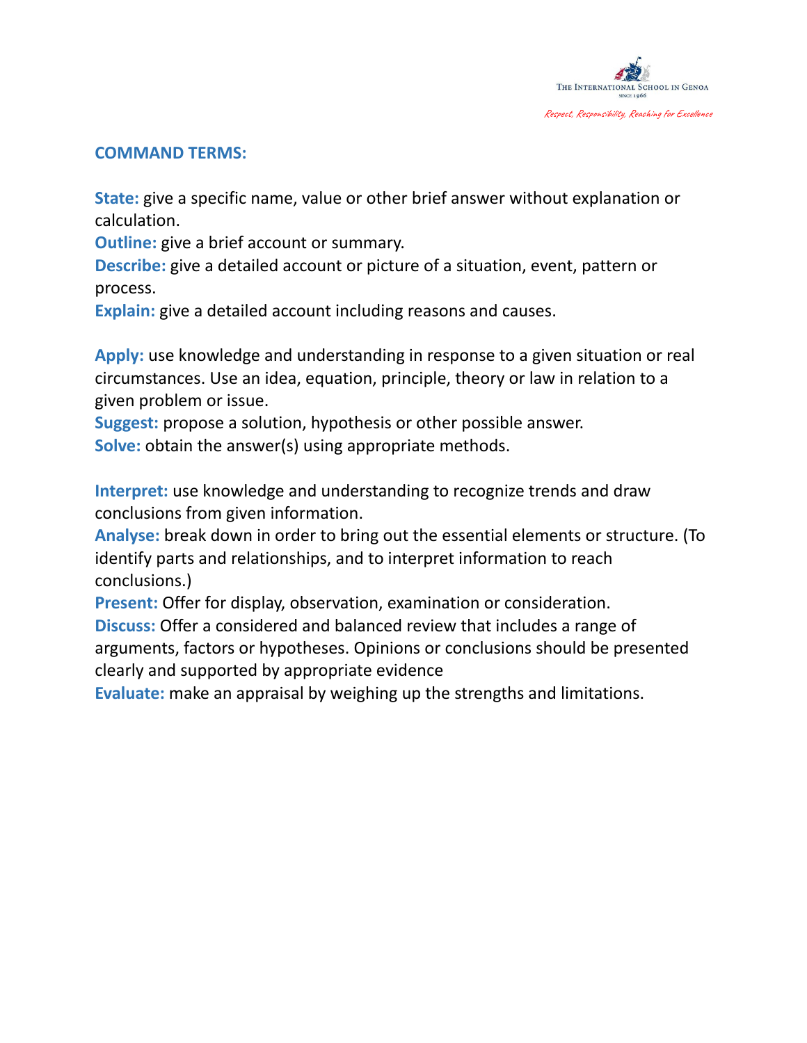## COMMAND TERMS:

**State:** give a specific name, value or other brief answer without explanation or calculation.
**Outline:** give a brief account or summary.
**Describe:** give a detailed account or picture of a situation, event, pattern or process.
**Explain:** give a detailed account including reasons and causes.

**Apply:** use knowledge and understanding in response to a given situation or real circumstances. Use an idea, equation, principle, theory or law in relation to a given problem or issue.
**Suggest:** propose a solution, hypothesis or other possible answer.
**Solve:** obtain the answer(s) using appropriate methods.

**Interpret:** use knowledge and understanding to recognize trends and draw conclusions from given information.
**Analyse:** break down in order to bring out the essential elements or structure. (To identify parts and relationships, and to interpret information to reach conclusions.)
**Present:** Offer for display, observation, examination or consideration.
**Discuss:** Offer a considered and balanced review that includes a range of arguments, factors or hypotheses. Opinions or conclusions should be presented clearly and supported by appropriate evidence
**Evaluate:** make an appraisal by weighing up the strengths and limitations.